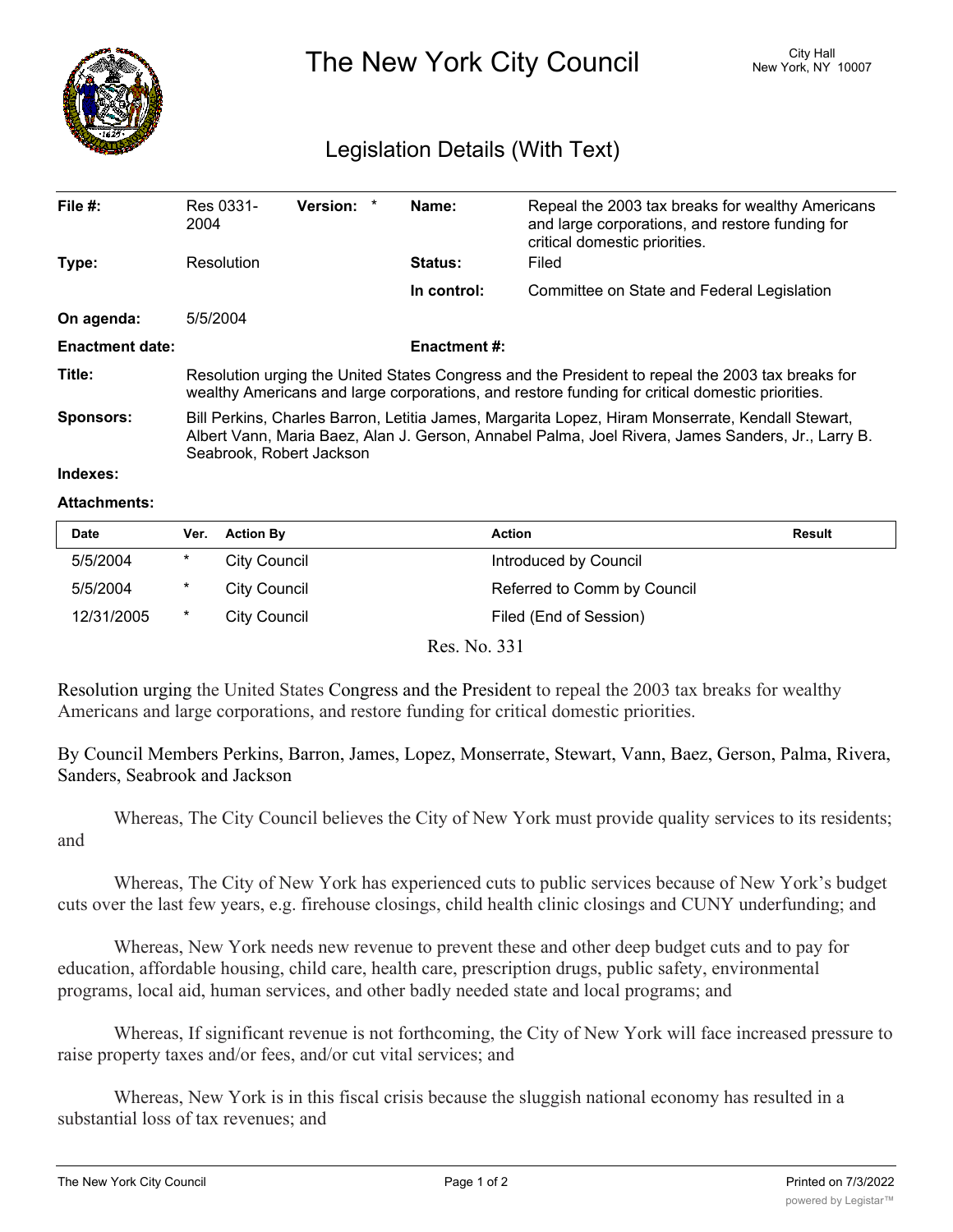# The New York City Council

City Hall
New York, NY 10007

## Legislation Details (With Text)

| | | | |
|---|---|---|---|
| **File #:** | Res 0331-2004 **Version:** * | **Name:** | Repeal the 2003 tax breaks for wealthy Americans and large corporations, and restore funding for critical domestic priorities. |
| **Type:** | Resolution | **Status:** | Filed |
| | | **In control:** | Committee on State and Federal Legislation |
| **On agenda:** | 5/5/2004 | | |
| **Enactment date:** | | **Enactment #:** | |

**Title:** Resolution urging the United States Congress and the President to repeal the 2003 tax breaks for wealthy Americans and large corporations, and restore funding for critical domestic priorities.

**Sponsors:** Bill Perkins, Charles Barron, Letitia James, Margarita Lopez, Hiram Monserrate, Kendall Stewart, Albert Vann, Maria Baez, Alan J. Gerson, Annabel Palma, Joel Rivera, James Sanders, Jr., Larry B. Seabrook, Robert Jackson

**Indexes:**

**Attachments:**

| Date | Ver. | Action By | Action | Result |
|---|---|---|---|---|
| 5/5/2004 | * | City Council | Introduced by Council | |
| 5/5/2004 | * | City Council | Referred to Comm by Council | |
| 12/31/2005 | * | City Council | Filed (End of Session) | |

Res. No. 331

Resolution urging the United States Congress and the President to repeal the 2003 tax breaks for wealthy Americans and large corporations, and restore funding for critical domestic priorities.

By Council Members Perkins, Barron, James, Lopez, Monserrate, Stewart, Vann, Baez, Gerson, Palma, Rivera, Sanders, Seabrook and Jackson

Whereas, The City Council believes the City of New York must provide quality services to its residents; and

Whereas, The City of New York has experienced cuts to public services because of New York's budget cuts over the last few years, e.g. firehouse closings, child health clinic closings and CUNY underfunding; and

Whereas, New York needs new revenue to prevent these and other deep budget cuts and to pay for education, affordable housing, child care, health care, prescription drugs, public safety, environmental programs, local aid, human services, and other badly needed state and local programs; and

Whereas, If significant revenue is not forthcoming, the City of New York will face increased pressure to raise property taxes and/or fees, and/or cut vital services; and

Whereas, New York is in this fiscal crisis because the sluggish national economy has resulted in a substantial loss of tax revenues; and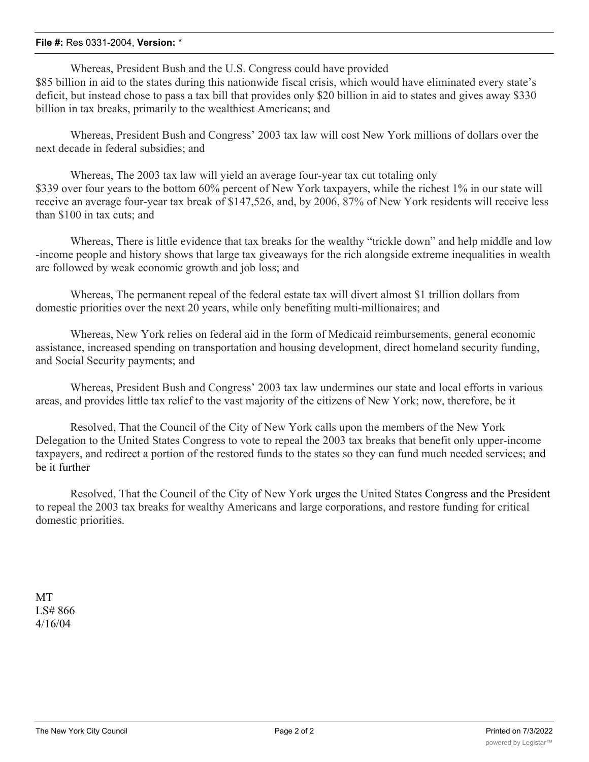Whereas, President Bush and the U.S. Congress could have provided $85 billion in aid to the states during this nationwide fiscal crisis, which would have eliminated every state's deficit, but instead chose to pass a tax bill that provides only $20 billion in aid to states and gives away $330 billion in tax breaks, primarily to the wealthiest Americans; and

Whereas, President Bush and Congress' 2003 tax law will cost New York millions of dollars over the next decade in federal subsidies; and

Whereas, The 2003 tax law will yield an average four-year tax cut totaling only $339 over four years to the bottom 60% percent of New York taxpayers, while the richest 1% in our state will receive an average four-year tax break of $147,526, and, by 2006, 87% of New York residents will receive less than $100 in tax cuts; and

Whereas, There is little evidence that tax breaks for the wealthy "trickle down" and help middle and low -income people and history shows that large tax giveaways for the rich alongside extreme inequalities in wealth are followed by weak economic growth and job loss; and

Whereas, The permanent repeal of the federal estate tax will divert almost $1 trillion dollars from domestic priorities over the next 20 years, while only benefiting multi-millionaires; and

Whereas, New York relies on federal aid in the form of Medicaid reimbursements, general economic assistance, increased spending on transportation and housing development, direct homeland security funding, and Social Security payments; and

Whereas, President Bush and Congress' 2003 tax law undermines our state and local efforts in various areas, and provides little tax relief to the vast majority of the citizens of New York; now, therefore, be it

Resolved, That the Council of the City of New York calls upon the members of the New York Delegation to the United States Congress to vote to repeal the 2003 tax breaks that benefit only upper-income taxpayers, and redirect a portion of the restored funds to the states so they can fund much needed services; and be it further

Resolved, That the Council of the City of New York urges the United States Congress and the President to repeal the 2003 tax breaks for wealthy Americans and large corporations, and restore funding for critical domestic priorities.

MT
LS# 866
4/16/04